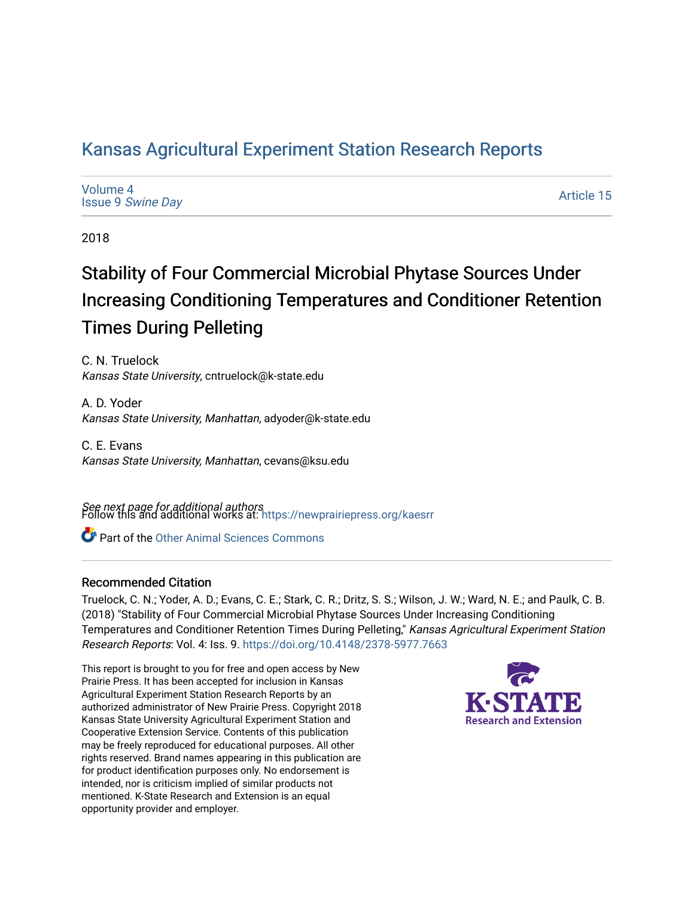# Kansas Agricultural Experiment Station Research Reports

Volume 4
Issue 9 *Swine Day*

Article 15

2018

## Stability of Four Commercial Microbial Phytase Sources Under Increasing Conditioning Temperatures and Conditioner Retention Times During Pelleting

C. N. Truelock
*Kansas State University*, cntruelock@k-state.edu

A. D. Yoder
*Kansas State University, Manhattan*, adyoder@k-state.edu

C. E. Evans
*Kansas State University, Manhattan*, cevans@ksu.edu

*See next page for additional authors*

Follow this and additional works at: https://newprairiepress.org/kaesrr

Part of the Other Animal Sciences Commons

### Recommended Citation

Truelock, C. N.; Yoder, A. D.; Evans, C. E.; Stark, C. R.; Dritz, S. S.; Wilson, J. W.; Ward, N. E.; and Paulk, C. B. (2018) "Stability of Four Commercial Microbial Phytase Sources Under Increasing Conditioning Temperatures and Conditioner Retention Times During Pelleting," *Kansas Agricultural Experiment Station Research Reports*: Vol. 4: Iss. 9. https://doi.org/10.4148/2378-5977.7663

This report is brought to you for free and open access by New Prairie Press. It has been accepted for inclusion in Kansas Agricultural Experiment Station Research Reports by an authorized administrator of New Prairie Press. Copyright 2018 Kansas State University Agricultural Experiment Station and Cooperative Extension Service. Contents of this publication may be freely reproduced for educational purposes. All other rights reserved. Brand names appearing in this publication are for product identification purposes only. No endorsement is intended, nor is criticism implied of similar products not mentioned. K-State Research and Extension is an equal opportunity provider and employer.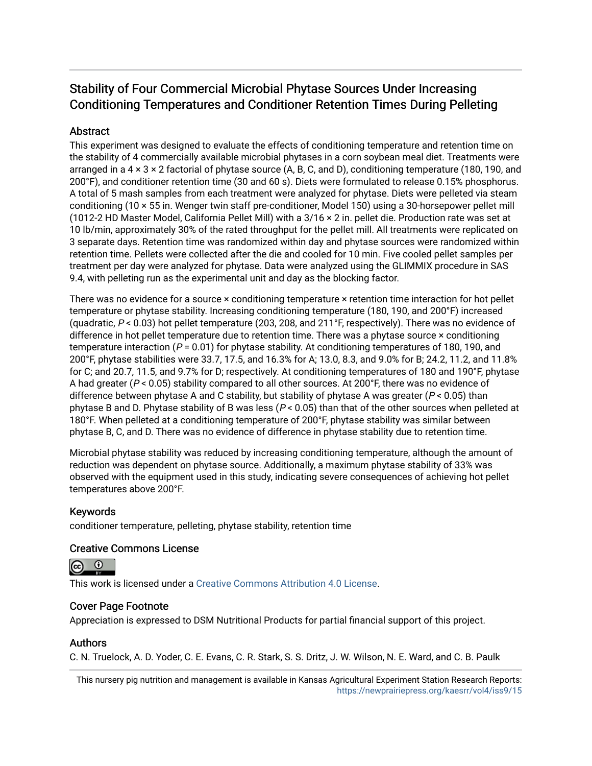# Stability of Four Commercial Microbial Phytase Sources Under Increasing Conditioning Temperatures and Conditioner Retention Times During Pelleting

## Abstract

This experiment was designed to evaluate the effects of conditioning temperature and retention time on the stability of 4 commercially available microbial phytases in a corn soybean meal diet. Treatments were arranged in a 4 × 3 × 2 factorial of phytase source (A, B, C, and D), conditioning temperature (180, 190, and 200°F), and conditioner retention time (30 and 60 s). Diets were formulated to release 0.15% phosphorus. A total of 5 mash samples from each treatment were analyzed for phytase. Diets were pelleted via steam conditioning (10 × 55 in. Wenger twin staff pre-conditioner, Model 150) using a 30-horsepower pellet mill (1012-2 HD Master Model, California Pellet Mill) with a 3/16 × 2 in. pellet die. Production rate was set at 10 lb/min, approximately 30% of the rated throughput for the pellet mill. All treatments were replicated on 3 separate days. Retention time was randomized within day and phytase sources were randomized within retention time. Pellets were collected after the die and cooled for 10 min. Five cooled pellet samples per treatment per day were analyzed for phytase. Data were analyzed using the GLIMMIX procedure in SAS 9.4, with pelleting run as the experimental unit and day as the blocking factor.

There was no evidence for a source × conditioning temperature × retention time interaction for hot pellet temperature or phytase stability. Increasing conditioning temperature (180, 190, and 200°F) increased (quadratic, $P < 0.03$) hot pellet temperature (203, 208, and 211°F, respectively). There was no evidence of difference in hot pellet temperature due to retention time. There was a phytase source × conditioning temperature interaction ($P = 0.01$) for phytase stability. At conditioning temperatures of 180, 190, and 200°F, phytase stabilities were 33.7, 17.5, and 16.3% for A; 13.0, 8.3, and 9.0% for B; 24.2, 11.2, and 11.8% for C; and 20.7, 11.5, and 9.7% for D; respectively. At conditioning temperatures of 180 and 190°F, phytase A had greater ($P < 0.05$) stability compared to all other sources. At 200°F, there was no evidence of difference between phytase A and C stability, but stability of phytase A was greater ($P < 0.05$) than phytase B and D. Phytase stability of B was less ($P < 0.05$) than that of the other sources when pelleted at 180°F. When pelleted at a conditioning temperature of 200°F, phytase stability was similar between phytase B, C, and D. There was no evidence of difference in phytase stability due to retention time.

Microbial phytase stability was reduced by increasing conditioning temperature, although the amount of reduction was dependent on phytase source. Additionally, a maximum phytase stability of 33% was observed with the equipment used in this study, indicating severe consequences of achieving hot pellet temperatures above 200°F.

## Keywords

conditioner temperature, pelleting, phytase stability, retention time

## Creative Commons License

This work is licensed under a Creative Commons Attribution 4.0 License.

## Cover Page Footnote

Appreciation is expressed to DSM Nutritional Products for partial financial support of this project.

## Authors

C. N. Truelock, A. D. Yoder, C. E. Evans, C. R. Stark, S. S. Dritz, J. W. Wilson, N. E. Ward, and C. B. Paulk

This nursery pig nutrition and management is available in Kansas Agricultural Experiment Station Research Reports: https://newprairiepress.org/kaesrr/vol4/iss9/15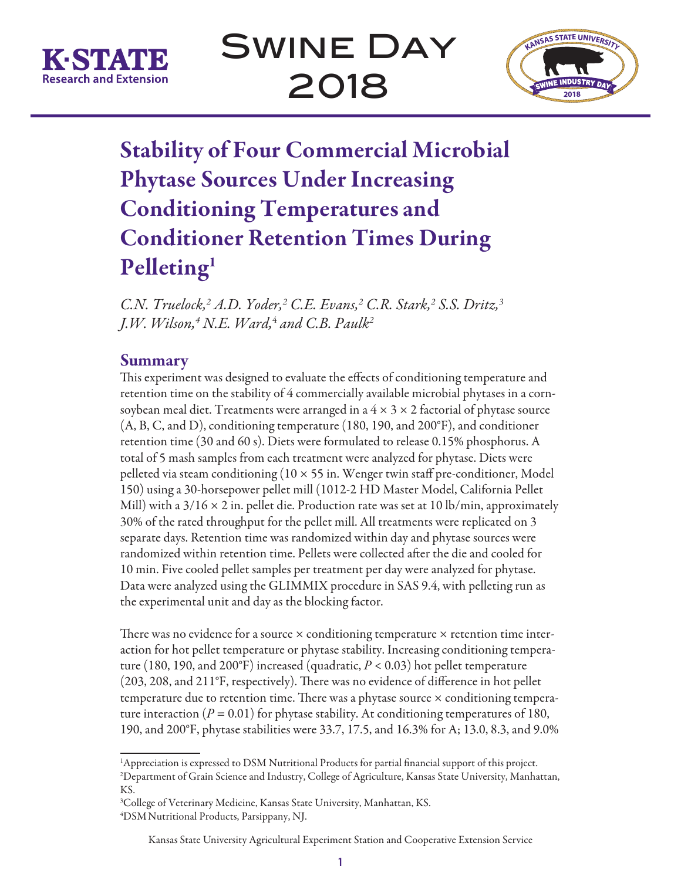# Stability of Four Commercial Microbial Phytase Sources Under Increasing Conditioning Temperatures and Conditioner Retention Times During Pelleting[1]

*C.N. Truelock,[2] A.D. Yoder,[2] C.E. Evans,[2] C.R. Stark,[2] S.S. Dritz,[3] J.W. Wilson,[4] N.E. Ward,[4] and C.B. Paulk[2]*

## Summary

This experiment was designed to evaluate the effects of conditioning temperature and retention time on the stability of 4 commercially available microbial phytases in a corn-soybean meal diet. Treatments were arranged in a 4 × 3 × 2 factorial of phytase source (A, B, C, and D), conditioning temperature (180, 190, and 200°F), and conditioner retention time (30 and 60 s). Diets were formulated to release 0.15% phosphorus. A total of 5 mash samples from each treatment were analyzed for phytase. Diets were pelleted via steam conditioning (10 × 55 in. Wenger twin staff pre-conditioner, Model 150) using a 30-horsepower pellet mill (1012-2 HD Master Model, California Pellet Mill) with a 3/16 × 2 in. pellet die. Production rate was set at 10 lb/min, approximately 30% of the rated throughput for the pellet mill. All treatments were replicated on 3 separate days. Retention time was randomized within day and phytase sources were randomized within retention time. Pellets were collected after the die and cooled for 10 min. Five cooled pellet samples per treatment per day were analyzed for phytase. Data were analyzed using the GLIMMIX procedure in SAS 9.4, with pelleting run as the experimental unit and day as the blocking factor.

There was no evidence for a source × conditioning temperature × retention time interaction for hot pellet temperature or phytase stability. Increasing conditioning temperature (180, 190, and 200°F) increased (quadratic, $P < 0.03$) hot pellet temperature (203, 208, and 211°F, respectively). There was no evidence of difference in hot pellet temperature due to retention time. There was a phytase source × conditioning temperature interaction ($P = 0.01$) for phytase stability. At conditioning temperatures of 180, 190, and 200°F, phytase stabilities were 33.7, 17.5, and 16.3% for A; 13.0, 8.3, and 9.0%

[1]Appreciation is expressed to DSM Nutritional Products for partial financial support of this project.
[2]Department of Grain Science and Industry, College of Agriculture, Kansas State University, Manhattan, KS.
[3]College of Veterinary Medicine, Kansas State University, Manhattan, KS.
[4]DSM Nutritional Products, Parsippany, NJ.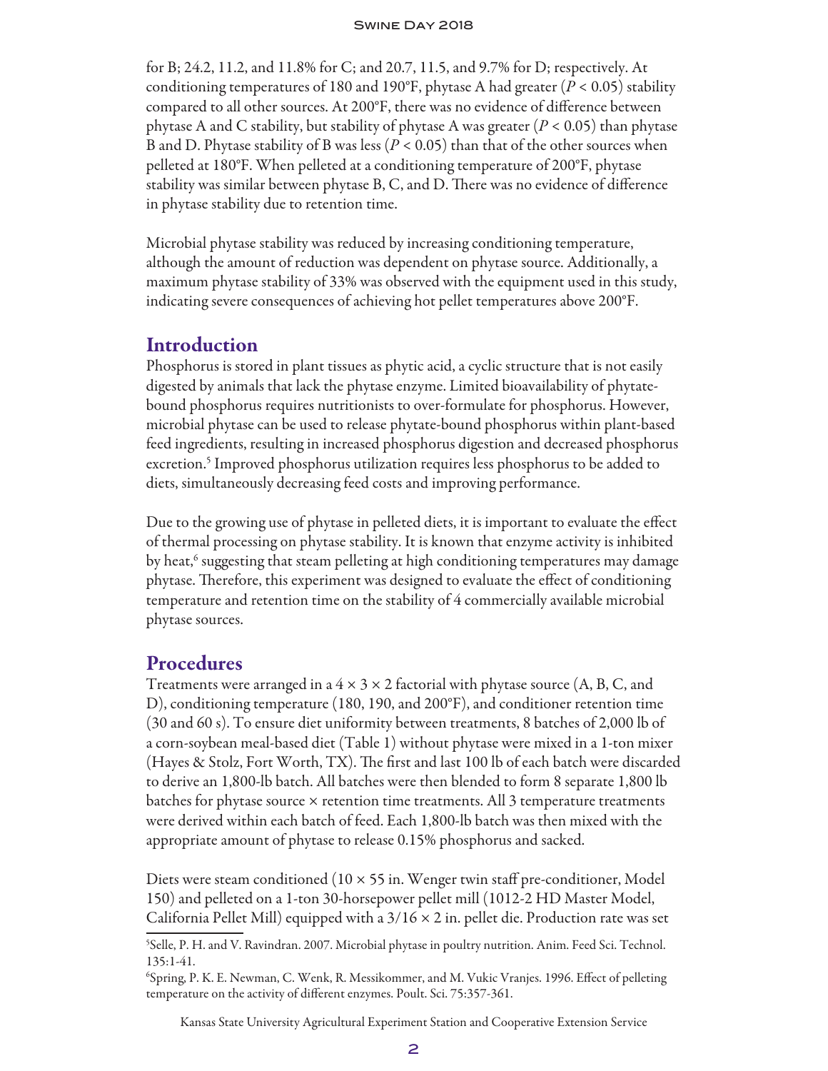for B; 24.2, 11.2, and 11.8% for C; and 20.7, 11.5, and 9.7% for D; respectively. At conditioning temperatures of 180 and 190°F, phytase A had greater ($P < 0.05$) stability compared to all other sources. At 200°F, there was no evidence of difference between phytase A and C stability, but stability of phytase A was greater ($P < 0.05$) than phytase B and D. Phytase stability of B was less ($P < 0.05$) than that of the other sources when pelleted at 180°F. When pelleted at a conditioning temperature of 200°F, phytase stability was similar between phytase B, C, and D. There was no evidence of difference in phytase stability due to retention time.

Microbial phytase stability was reduced by increasing conditioning temperature, although the amount of reduction was dependent on phytase source. Additionally, a maximum phytase stability of 33% was observed with the equipment used in this study, indicating severe consequences of achieving hot pellet temperatures above 200°F.

## Introduction

Phosphorus is stored in plant tissues as phytic acid, a cyclic structure that is not easily digested by animals that lack the phytase enzyme. Limited bioavailability of phytate-bound phosphorus requires nutritionists to over-formulate for phosphorus. However, microbial phytase can be used to release phytate-bound phosphorus within plant-based feed ingredients, resulting in increased phosphorus digestion and decreased phosphorus excretion.[5] Improved phosphorus utilization requires less phosphorus to be added to diets, simultaneously decreasing feed costs and improving performance.

Due to the growing use of phytase in pelleted diets, it is important to evaluate the effect of thermal processing on phytase stability. It is known that enzyme activity is inhibited by heat,[6] suggesting that steam pelleting at high conditioning temperatures may damage phytase. Therefore, this experiment was designed to evaluate the effect of conditioning temperature and retention time on the stability of 4 commercially available microbial phytase sources.

## Procedures

Treatments were arranged in a 4 × 3 × 2 factorial with phytase source (A, B, C, and D), conditioning temperature (180, 190, and 200°F), and conditioner retention time (30 and 60 s). To ensure diet uniformity between treatments, 8 batches of 2,000 lb of a corn-soybean meal-based diet (Table 1) without phytase were mixed in a 1-ton mixer (Hayes & Stolz, Fort Worth, TX). The first and last 100 lb of each batch were discarded to derive an 1,800-lb batch. All batches were then blended to form 8 separate 1,800 lb batches for phytase source × retention time treatments. All 3 temperature treatments were derived within each batch of feed. Each 1,800-lb batch was then mixed with the appropriate amount of phytase to release 0.15% phosphorus and sacked.

Diets were steam conditioned (10 × 55 in. Wenger twin staff pre-conditioner, Model 150) and pelleted on a 1-ton 30-horsepower pellet mill (1012-2 HD Master Model, California Pellet Mill) equipped with a 3/16 × 2 in. pellet die. Production rate was set

[5]Selle, P. H. and V. Ravindran. 2007. Microbial phytase in poultry nutrition. Anim. Feed Sci. Technol. 135:1-41.

[6]Spring, P. K. E. Newman, C. Wenk, R. Messikommer, and M. Vukic Vranjes. 1996. Effect of pelleting temperature on the activity of different enzymes. Poult. Sci. 75:357-361.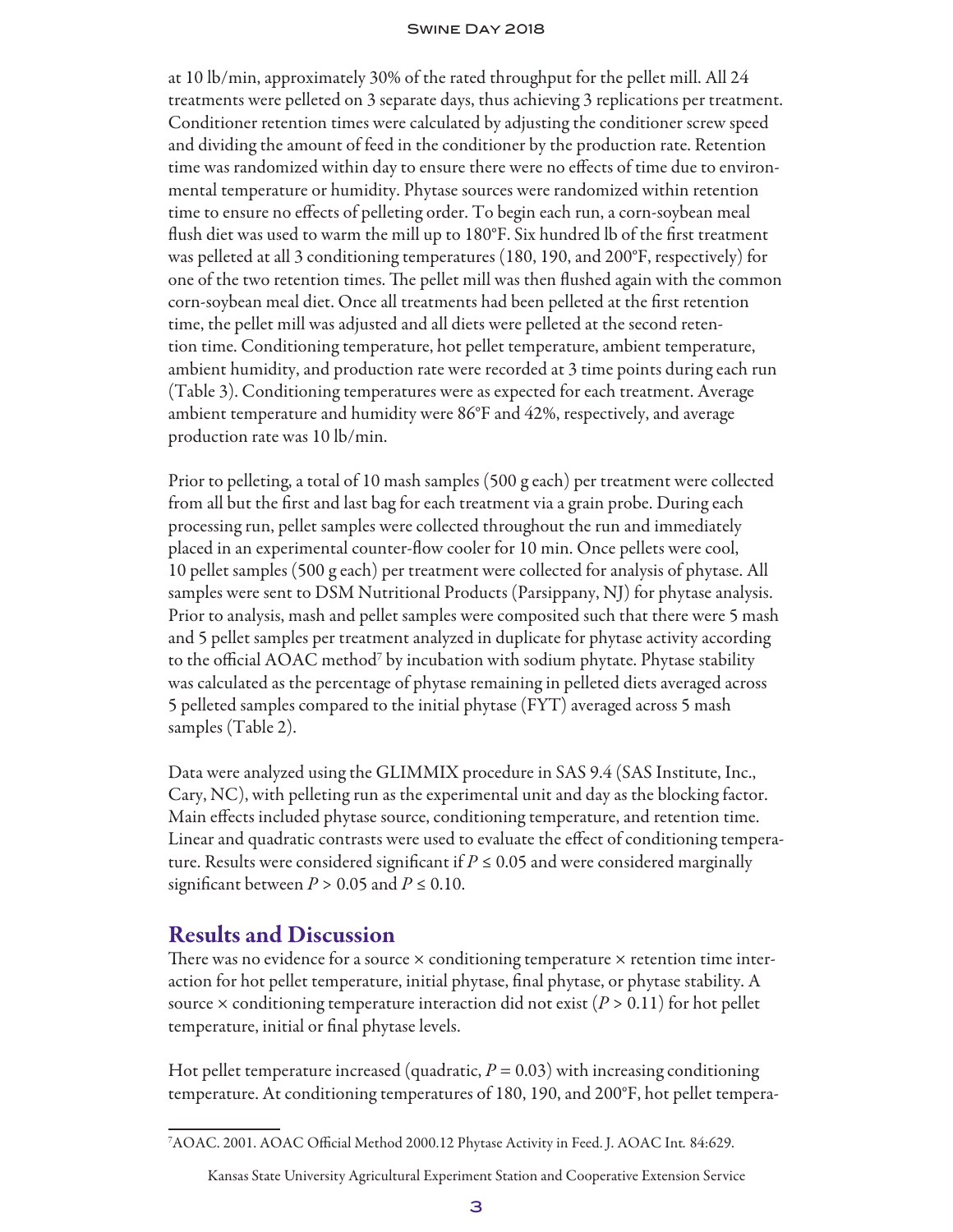at 10 lb/min, approximately 30% of the rated throughput for the pellet mill. All 24 treatments were pelleted on 3 separate days, thus achieving 3 replications per treatment. Conditioner retention times were calculated by adjusting the conditioner screw speed and dividing the amount of feed in the conditioner by the production rate. Retention time was randomized within day to ensure there were no effects of time due to environmental temperature or humidity. Phytase sources were randomized within retention time to ensure no effects of pelleting order. To begin each run, a corn-soybean meal flush diet was used to warm the mill up to 180°F. Six hundred lb of the first treatment was pelleted at all 3 conditioning temperatures (180, 190, and 200°F, respectively) for one of the two retention times. The pellet mill was then flushed again with the common corn-soybean meal diet. Once all treatments had been pelleted at the first retention time, the pellet mill was adjusted and all diets were pelleted at the second retention time. Conditioning temperature, hot pellet temperature, ambient temperature, ambient humidity, and production rate were recorded at 3 time points during each run (Table 3). Conditioning temperatures were as expected for each treatment. Average ambient temperature and humidity were 86°F and 42%, respectively, and average production rate was 10 lb/min.

Prior to pelleting, a total of 10 mash samples (500 g each) per treatment were collected from all but the first and last bag for each treatment via a grain probe. During each processing run, pellet samples were collected throughout the run and immediately placed in an experimental counter-flow cooler for 10 min. Once pellets were cool, 10 pellet samples (500 g each) per treatment were collected for analysis of phytase. All samples were sent to DSM Nutritional Products (Parsippany, NJ) for phytase analysis. Prior to analysis, mash and pellet samples were composited such that there were 5 mash and 5 pellet samples per treatment analyzed in duplicate for phytase activity according to the official AOAC method[7] by incubation with sodium phytate. Phytase stability was calculated as the percentage of phytase remaining in pelleted diets averaged across 5 pelleted samples compared to the initial phytase (FYT) averaged across 5 mash samples (Table 2).

Data were analyzed using the GLIMMIX procedure in SAS 9.4 (SAS Institute, Inc., Cary, NC), with pelleting run as the experimental unit and day as the blocking factor. Main effects included phytase source, conditioning temperature, and retention time. Linear and quadratic contrasts were used to evaluate the effect of conditioning temperature. Results were considered significant if $P \leq 0.05$ and were considered marginally significant between $P > 0.05$ and $P \leq 0.10$.

## Results and Discussion

There was no evidence for a source × conditioning temperature × retention time interaction for hot pellet temperature, initial phytase, final phytase, or phytase stability. A source × conditioning temperature interaction did not exist ($P > 0.11$) for hot pellet temperature, initial or final phytase levels.

Hot pellet temperature increased (quadratic, $P = 0.03$) with increasing conditioning temperature. At conditioning temperatures of 180, 190, and 200°F, hot pellet tempera-

[7] AOAC. 2001. AOAC Official Method 2000.12 Phytase Activity in Feed. J. AOAC Int. 84:629.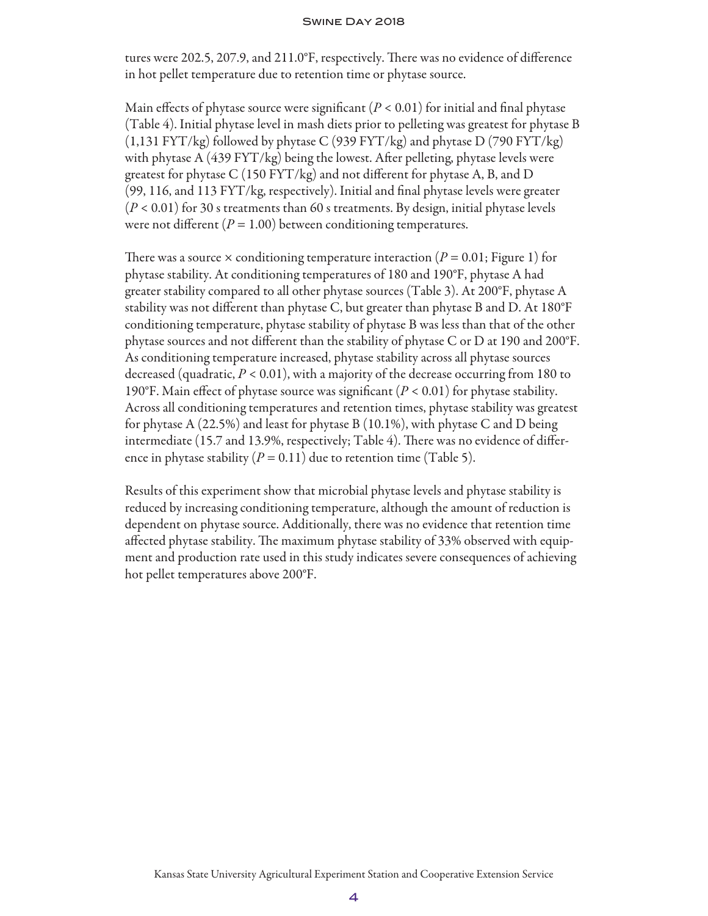tures were 202.5, 207.9, and 211.0°F, respectively. There was no evidence of difference in hot pellet temperature due to retention time or phytase source.

Main effects of phytase source were significant ($P < 0.01$) for initial and final phytase (Table 4). Initial phytase level in mash diets prior to pelleting was greatest for phytase B (1,131 FYT/kg) followed by phytase C (939 FYT/kg) and phytase D (790 FYT/kg) with phytase A (439 FYT/kg) being the lowest. After pelleting, phytase levels were greatest for phytase C (150 FYT/kg) and not different for phytase A, B, and D (99, 116, and 113 FYT/kg, respectively). Initial and final phytase levels were greater ($P < 0.01$) for 30 s treatments than 60 s treatments. By design, initial phytase levels were not different ($P = 1.00$) between conditioning temperatures.

There was a source × conditioning temperature interaction ($P = 0.01$; Figure 1) for phytase stability. At conditioning temperatures of 180 and 190°F, phytase A had greater stability compared to all other phytase sources (Table 3). At 200°F, phytase A stability was not different than phytase C, but greater than phytase B and D. At 180°F conditioning temperature, phytase stability of phytase B was less than that of the other phytase sources and not different than the stability of phytase C or D at 190 and 200°F. As conditioning temperature increased, phytase stability across all phytase sources decreased (quadratic, $P < 0.01$), with a majority of the decrease occurring from 180 to 190°F. Main effect of phytase source was significant ($P < 0.01$) for phytase stability. Across all conditioning temperatures and retention times, phytase stability was greatest for phytase A (22.5%) and least for phytase B (10.1%), with phytase C and D being intermediate (15.7 and 13.9%, respectively; Table 4). There was no evidence of difference in phytase stability ($P = 0.11$) due to retention time (Table 5).

Results of this experiment show that microbial phytase levels and phytase stability is reduced by increasing conditioning temperature, although the amount of reduction is dependent on phytase source. Additionally, there was no evidence that retention time affected phytase stability. The maximum phytase stability of 33% observed with equipment and production rate used in this study indicates severe consequences of achieving hot pellet temperatures above 200°F.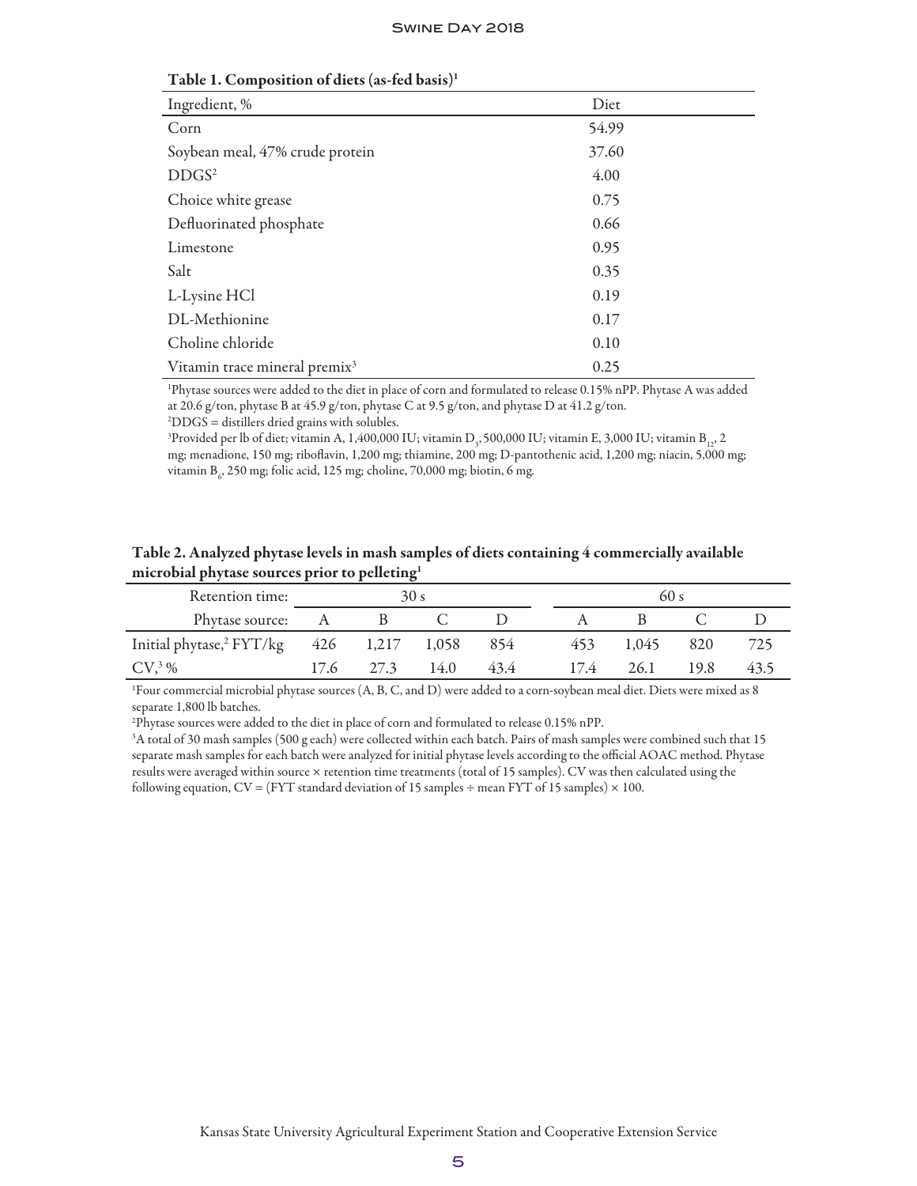**Table 1. Composition of diets (as-fed basis)[1]**

| Ingredient, % | Diet |
|---|---|
| Corn | 54.99 |
| Soybean meal, 47% crude protein | 37.60 |
| DDGS[2] | 4.00 |
| Choice white grease | 0.75 |
| Defluorinated phosphate | 0.66 |
| Limestone | 0.95 |
| Salt | 0.35 |
| L-Lysine HCl | 0.19 |
| DL-Methionine | 0.17 |
| Choline chloride | 0.10 |
| Vitamin trace mineral premix[3] | 0.25 |

[1]Phytase sources were added to the diet in place of corn and formulated to release 0.15% nPP. Phytase A was added at 20.6 g/ton, phytase B at 45.9 g/ton, phytase C at 9.5 g/ton, and phytase D at 41.2 g/ton.

[2]DDGS = distillers dried grains with solubles.

[3]Provided per lb of diet; vitamin A, 1,400,000 IU; vitamin $D_3$, 500,000 IU; vitamin E, 3,000 IU; vitamin $B_{12}$, 2 mg; menadione, 150 mg; riboflavin, 1,200 mg; thiamine, 200 mg; D-pantothenic acid, 1,200 mg; niacin, 5,000 mg; vitamin $B_6$, 250 mg; folic acid, 125 mg; choline, 70,000 mg; biotin, 6 mg.

**Table 2. Analyzed phytase levels in mash samples of diets containing 4 commercially available microbial phytase sources prior to pelleting[1]**

| Retention time: | 30 s | | | | 60 s | | | |
|---|---|---|---|---|---|---|---|---|
| Phytase source: | A | B | C | D | A | B | C | D |
| Initial phytase,[2] FYT/kg | 426 | 1,217 | 1,058 | 854 | 453 | 1,045 | 820 | 725 |
| CV,[3] % | 17.6 | 27.3 | 14.0 | 43.4 | 17.4 | 26.1 | 19.8 | 43.5 |

[1]Four commercial microbial phytase sources (A, B, C, and D) were added to a corn-soybean meal diet. Diets were mixed as 8 separate 1,800 lb batches.

[2]Phytase sources were added to the diet in place of corn and formulated to release 0.15% nPP.

[3]A total of 30 mash samples (500 g each) were collected within each batch. Pairs of mash samples were combined such that 15 separate mash samples for each batch were analyzed for initial phytase levels according to the official AOAC method. Phytase results were averaged within source × retention time treatments (total of 15 samples). CV was then calculated using the following equation, CV = (FYT standard deviation of 15 samples ÷ mean FYT of 15 samples) × 100.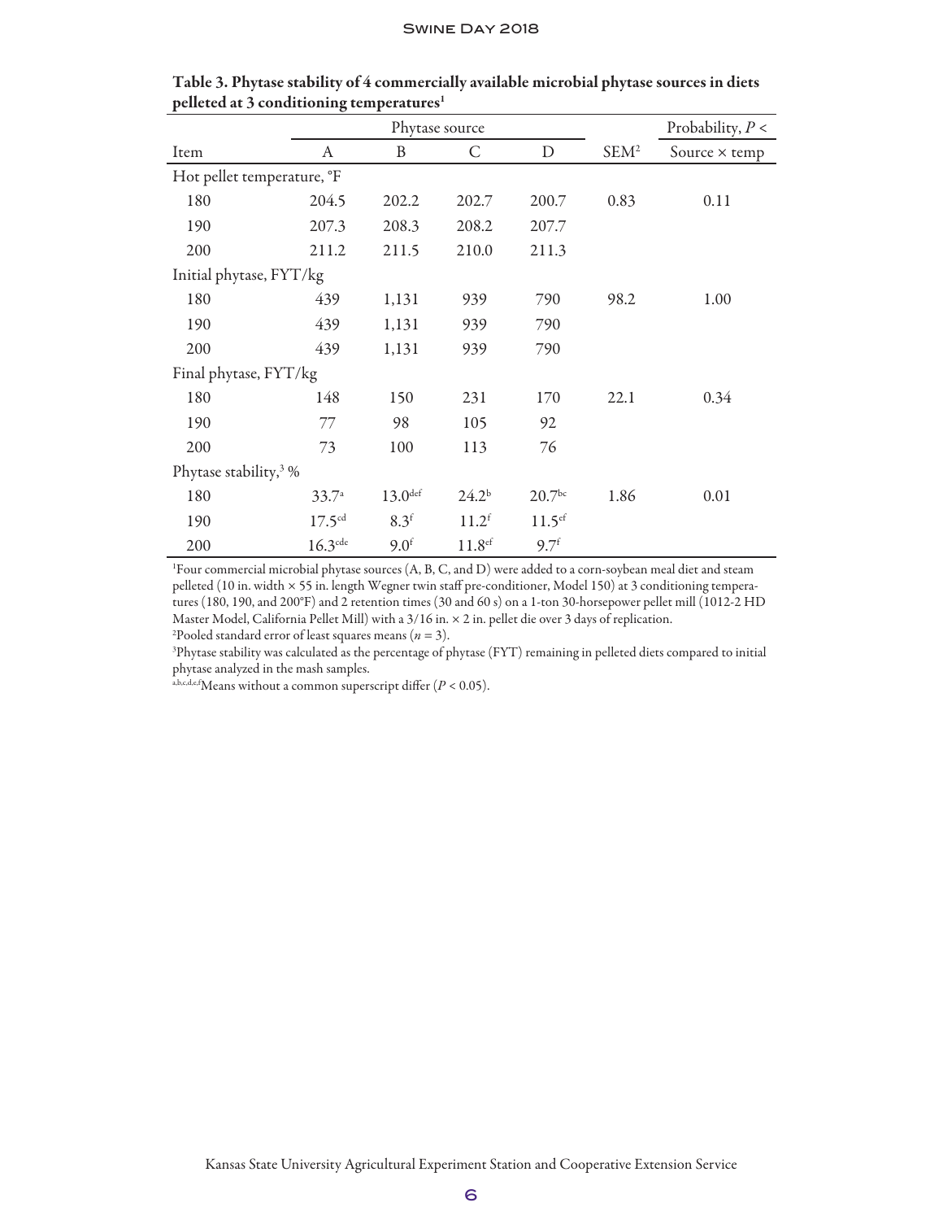**Table 3. Phytase stability of 4 commercially available microbial phytase sources in diets pelleted at 3 conditioning temperatures[1]**

| | Phytase source | | | | | Probability, $P <$ |
|---|---|---|---|---|---|---|
| Item | A | B | C | D | SEM[2] | Source × temp |
| Hot pellet temperature, °F | | | | | | |
| 180 | 204.5 | 202.2 | 202.7 | 200.7 | 0.83 | 0.11 |
| 190 | 207.3 | 208.3 | 208.2 | 207.7 | | |
| 200 | 211.2 | 211.5 | 210.0 | 211.3 | | |
| Initial phytase, FYT/kg | | | | | | |
| 180 | 439 | 1,131 | 939 | 790 | 98.2 | 1.00 |
| 190 | 439 | 1,131 | 939 | 790 | | |
| 200 | 439 | 1,131 | 939 | 790 | | |
| Final phytase, FYT/kg | | | | | | |
| 180 | 148 | 150 | 231 | 170 | 22.1 | 0.34 |
| 190 | 77 | 98 | 105 | 92 | | |
| 200 | 73 | 100 | 113 | 76 | | |
| Phytase stability,[3] % | | | | | | |
| 180 | 33.7[a] | 13.0[def] | 24.2[b] | 20.7[bc] | 1.86 | 0.01 |
| 190 | 17.5[cd] | 8.3[f] | 11.2[f] | 11.5[ef] | | |
| 200 | 16.3[cde] | 9.0[f] | 11.8[ef] | 9.7[f] | | |

[1]Four commercial microbial phytase sources (A, B, C, and D) were added to a corn-soybean meal diet and steam pelleted (10 in. width × 55 in. length Wegner twin staff pre-conditioner, Model 150) at 3 conditioning temperatures (180, 190, and 200°F) and 2 retention times (30 and 60 s) on a 1-ton 30-horsepower pellet mill (1012-2 HD Master Model, California Pellet Mill) with a 3/16 in. × 2 in. pellet die over 3 days of replication.

[2]Pooled standard error of least squares means ($n = 3$).

[3]Phytase stability was calculated as the percentage of phytase (FYT) remaining in pelleted diets compared to initial phytase analyzed in the mash samples.

[a,b,c,d,e,f]Means without a common superscript differ ($P < 0.05$).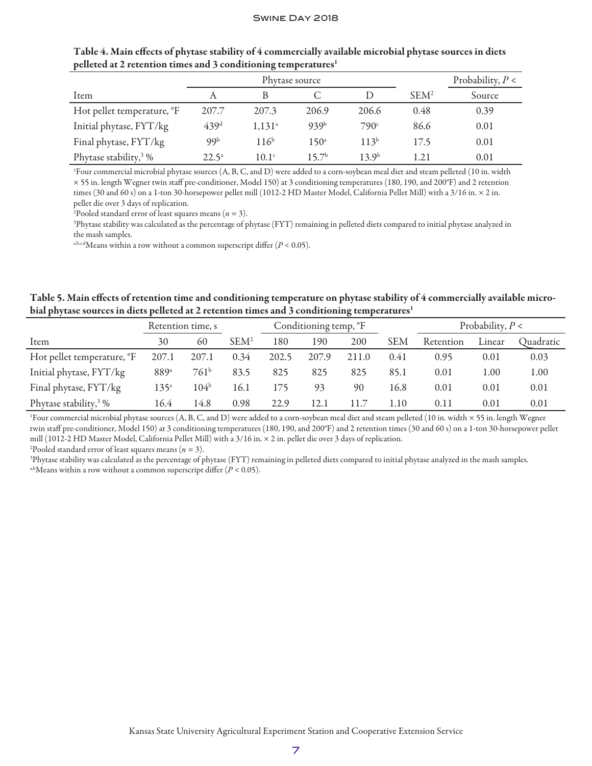**Table 4. Main effects of phytase stability of 4 commercially available microbial phytase sources in diets pelleted at 2 retention times and 3 conditioning temperatures[1]**

| | Phytase source | | | | | Probability, $P <$ |
|---|---|---|---|---|---|---|
| Item | A | B | C | D | SEM[2] | Source |
| Hot pellet temperature, °F | 207.7 | 207.3 | 206.9 | 206.6 | 0.48 | 0.39 |
| Initial phytase, FYT/kg | 439[d] | 1,131[a] | 939[b] | 790[c] | 86.6 | 0.01 |
| Final phytase, FYT/kg | 99[b] | 116[b] | 150[a] | 113[b] | 17.5 | 0.01 |
| Phytase stability,[3] % | 22.5[a] | 10.1[c] | 15.7[b] | 13.9[b] | 1.21 | 0.01 |

[1]Four commercial microbial phytase sources (A, B, C, and D) were added to a corn-soybean meal diet and steam pelleted (10 in. width × 55 in. length Wegner twin staff pre-conditioner, Model 150) at 3 conditioning temperatures (180, 190, and 200°F) and 2 retention times (30 and 60 s) on a 1-ton 30-horsepower pellet mill (1012-2 HD Master Model, California Pellet Mill) with a 3/16 in. × 2 in. pellet die over 3 days of replication.

[2]Pooled standard error of least squares means ($n = 3$).

[3]Phytase stability was calculated as the percentage of phytase (FYT) remaining in pelleted diets compared to initial phytase analyzed in the mash samples.

[a,b,c,d]Means within a row without a common superscript differ ($P < 0.05$).

**Table 5. Main effects of retention time and conditioning temperature on phytase stability of 4 commercially available microbial phytase sources in diets pelleted at 2 retention times and 3 conditioning temperatures[1]**

| | Retention time, s | | | Conditioning temp, °F | | | | Probability, $P <$ | | |
|---|---|---|---|---|---|---|---|---|---|---|
| Item | 30 | 60 | SEM[2] | 180 | 190 | 200 | SEM | Retention | Linear | Quadratic |
| Hot pellet temperature, °F | 207.1 | 207.1 | 0.34 | 202.5 | 207.9 | 211.0 | 0.41 | 0.95 | 0.01 | 0.03 |
| Initial phytase, FYT/kg | 889[a] | 761[b] | 83.5 | 825 | 825 | 825 | 85.1 | 0.01 | 1.00 | 1.00 |
| Final phytase, FYT/kg | 135[a] | 104[b] | 16.1 | 175 | 93 | 90 | 16.8 | 0.01 | 0.01 | 0.01 |
| Phytase stability,[3] % | 16.4 | 14.8 | 0.98 | 22.9 | 12.1 | 11.7 | 1.10 | 0.11 | 0.01 | 0.01 |

[1]Four commercial microbial phytase sources (A, B, C, and D) were added to a corn-soybean meal diet and steam pelleted (10 in. width × 55 in. length Wegner twin staff pre-conditioner, Model 150) at 3 conditioning temperatures (180, 190, and 200°F) and 2 retention times (30 and 60 s) on a 1-ton 30-horsepower pellet mill (1012-2 HD Master Model, California Pellet Mill) with a 3/16 in. × 2 in. pellet die over 3 days of replication.

[2]Pooled standard error of least squares means ($n = 3$).

[3]Phytase stability was calculated as the percentage of phytase (FYT) remaining in pelleted diets compared to initial phytase analyzed in the mash samples.

[a,b]Means within a row without a common superscript differ ($P < 0.05$).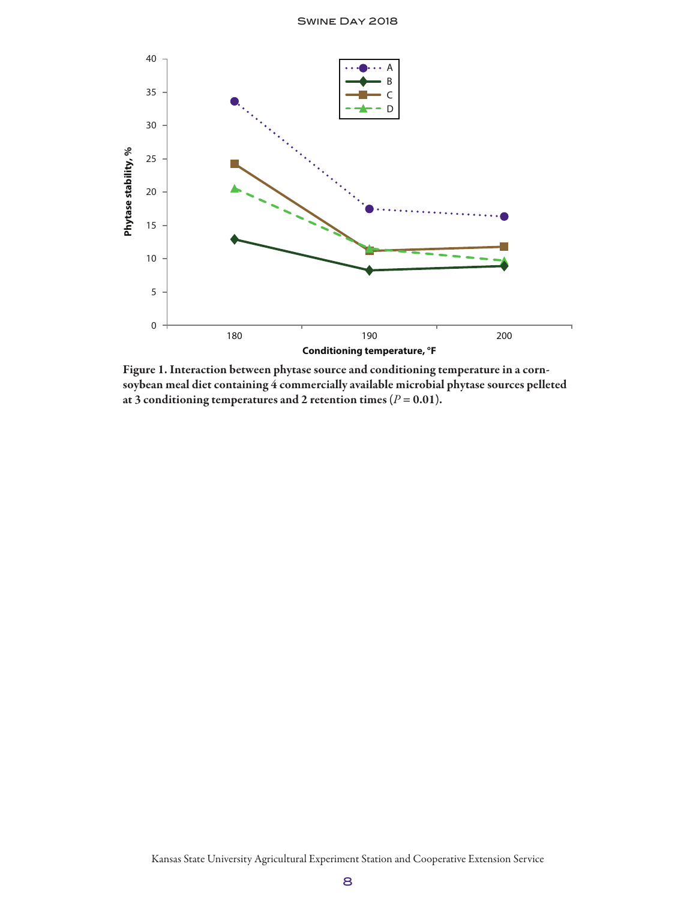40
35
30
25
20
15
10
5
0

Phytase stability, %

A
B
C
D

180
190
200

Conditioning temperature, °F

**Figure 1. Interaction between phytase source and conditioning temperature in a corn-soybean meal diet containing 4 commercially available microbial phytase sources pelleted at 3 conditioning temperatures and 2 retention times ($P = 0.01$).**